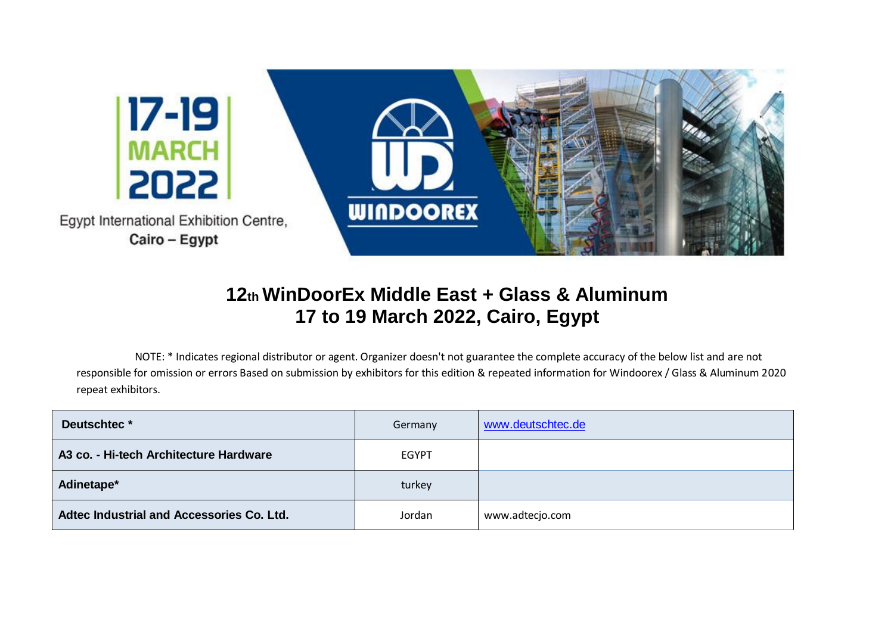17-19 MARCH 2022

Egypt International Exhibition Centre, Cairo – Egypt

WINDOOREX

# 12th WinDoorEx Middle East + Glass & Aluminum
# 17 to 19 March 2022, Cairo, Egypt

NOTE: * Indicates regional distributor or agent. Organizer doesn't not guarantee the complete accuracy of the below list and are not responsible for omission or errors Based on submission by exhibitors for this edition & repeated information for Windoorex / Glass & Aluminum 2020 repeat exhibitors.

| | | |
|---|---|---|
| **Deutschtec *** | Germany | www.deutschtec.de |
| **A3 co. - Hi-tech Architecture Hardware** | EGYPT | |
| **Adinetape*** | turkey | |
| **Adtec Industrial and Accessories Co. Ltd.** | Jordan | www.adtecjo.com |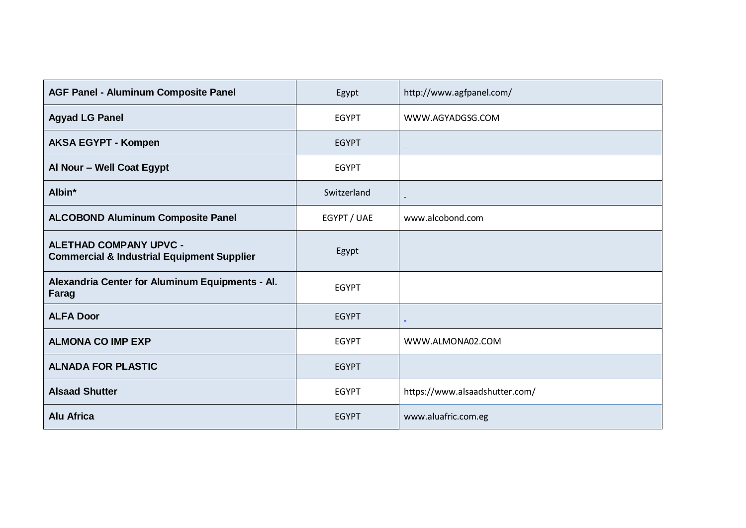| | | |
|---|---|---|
| **AGF Panel - Aluminum Composite Panel** | Egypt | http://www.agfpanel.com/ |
| **Agyad LG Panel** | EGYPT | WWW.AGYADGSG.COM |
| **AKSA EGYPT - Kompen** | EGYPT | |
| **Al Nour – Well Coat Egypt** | EGYPT | |
| **Albin*** | Switzerland | |
| **ALCOBOND Aluminum Composite Panel** | EGYPT / UAE | www.alcobond.com |
| **ALETHAD COMPANY UPVC - Commercial & Industrial Equipment Supplier** | Egypt | |
| **Alexandria Center for Aluminum Equipments - Al. Farag** | EGYPT | |
| **ALFA Door** | EGYPT | |
| **ALMONA CO IMP EXP** | EGYPT | WWW.ALMONA02.COM |
| **ALNADA FOR PLASTIC** | EGYPT | |
| **Alsaad Shutter** | EGYPT | https://www.alsaadshutter.com/ |
| **Alu Africa** | EGYPT | www.aluafric.com.eg |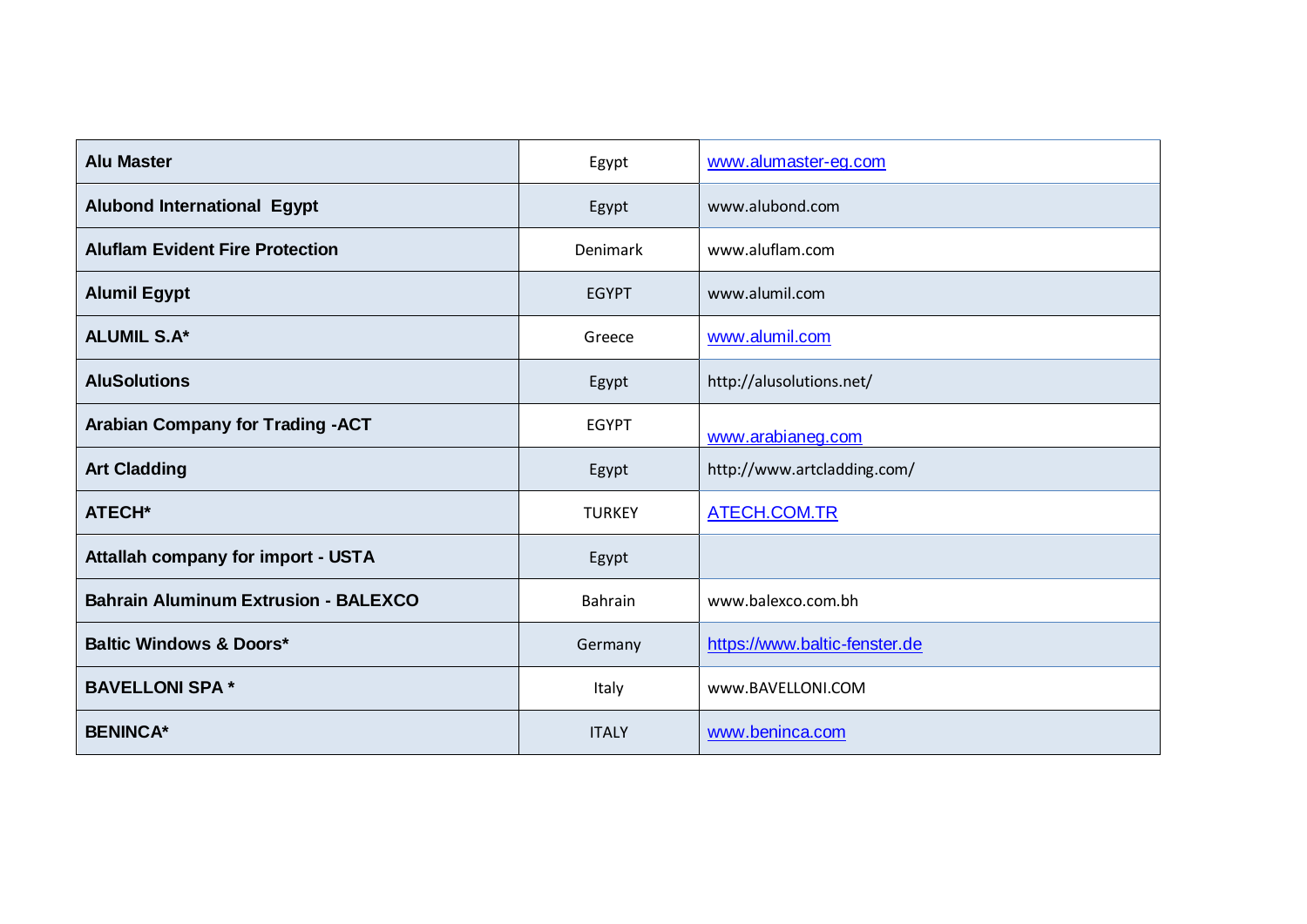| | | |
|---|---|---|
| **Alu Master** | Egypt | www.alumaster-eg.com |
| **Alubond International Egypt** | Egypt | www.alubond.com |
| **Aluflam Evident Fire Protection** | Denimark | www.aluflam.com |
| **Alumil Egypt** | EGYPT | www.alumil.com |
| **ALUMIL S.A*** | Greece | www.alumil.com |
| **AluSolutions** | Egypt | http://alusolutions.net/ |
| **Arabian Company for Trading -ACT** | EGYPT | www.arabianeg.com |
| **Art Cladding** | Egypt | http://www.artcladding.com/ |
| **ATECH*** | TURKEY | ATECH.COM.TR |
| **Attallah company for import - USTA** | Egypt | |
| **Bahrain Aluminum Extrusion - BALEXCO** | Bahrain | www.balexco.com.bh |
| **Baltic Windows & Doors*** | Germany | https://www.baltic-fenster.de |
| **BAVELLONI SPA *** | Italy | www.BAVELLONI.COM |
| **BENINCA*** | ITALY | www.beninca.com |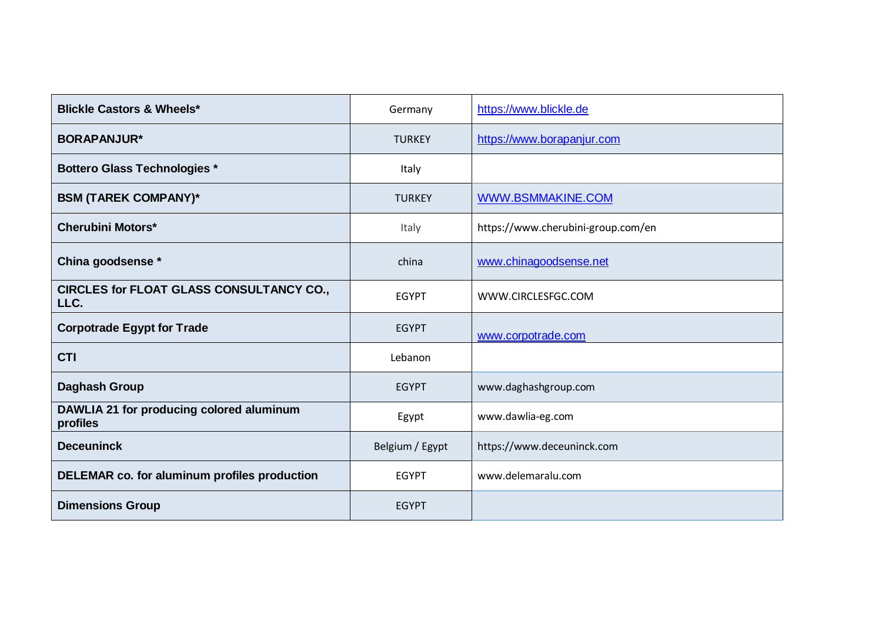| | | |
|---|---|---|
| **Blickle Castors & Wheels*** | Germany | https://www.blickle.de |
| **BORAPANJUR*** | TURKEY | https://www.borapanjur.com |
| **Bottero Glass Technologies *** | Italy | |
| **BSM (TAREK COMPANY)*** | TURKEY | WWW.BSMMAKINE.COM |
| **Cherubini Motors*** | Italy | https://www.cherubini-group.com/en |
| **China goodsense *** | china | www.chinagoodsense.net |
| **CIRCLES for FLOAT GLASS CONSULTANCY CO., LLC.** | EGYPT | WWW.CIRCLESFGC.COM |
| **Corpotrade Egypt for Trade** | EGYPT | www.corpotrade.com |
| **CTI** | Lebanon | |
| **Daghash Group** | EGYPT | www.daghashgroup.com |
| **DAWLIA 21 for producing colored aluminum profiles** | Egypt | www.dawlia-eg.com |
| **Deceuninck** | Belgium / Egypt | https://www.deceuninck.com |
| **DELEMAR co. for aluminum profiles production** | EGYPT | www.delemaralu.com |
| **Dimensions Group** | EGYPT | |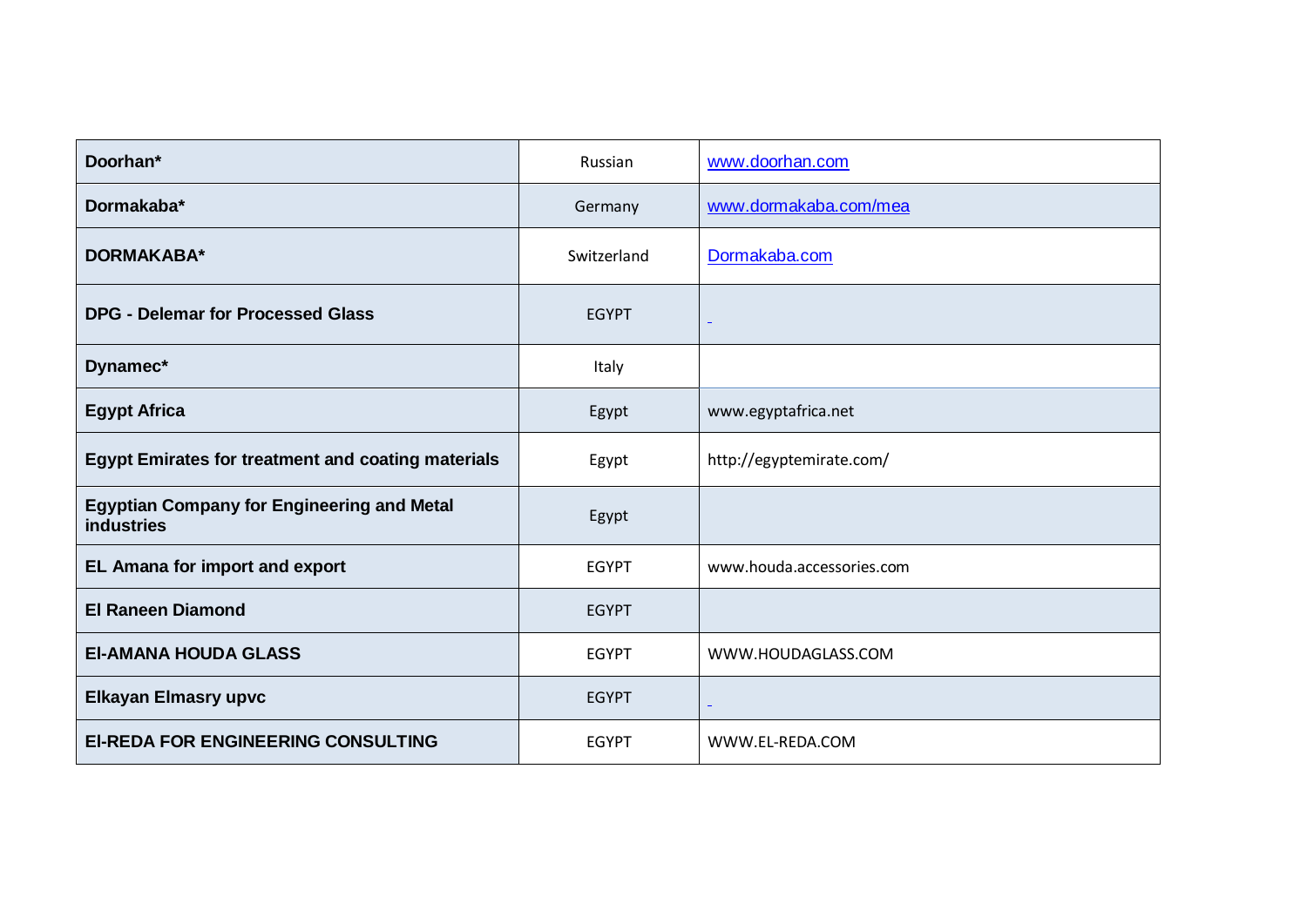| Doorhan* | Russian | www.doorhan.com |
|---|---|---|
| Dormakaba* | Germany | www.dormakaba.com/mea |
| DORMAKABA* | Switzerland | Dormakaba.com |
| DPG - Delemar for Processed Glass | EGYPT | |
| Dynamec* | Italy | |
| Egypt Africa | Egypt | www.egyptafrica.net |
| Egypt Emirates for treatment and coating materials | Egypt | http://egyptemirate.com/ |
| Egyptian Company for Engineering and Metal industries | Egypt | |
| EL Amana for import and export | EGYPT | www.houda.accessories.com |
| El Raneen Diamond | EGYPT | |
| El-AMANA HOUDA GLASS | EGYPT | WWW.HOUDAGLASS.COM |
| Elkayan Elmasry upvc | EGYPT | |
| El-REDA FOR ENGINEERING CONSULTING | EGYPT | WWW.EL-REDA.COM |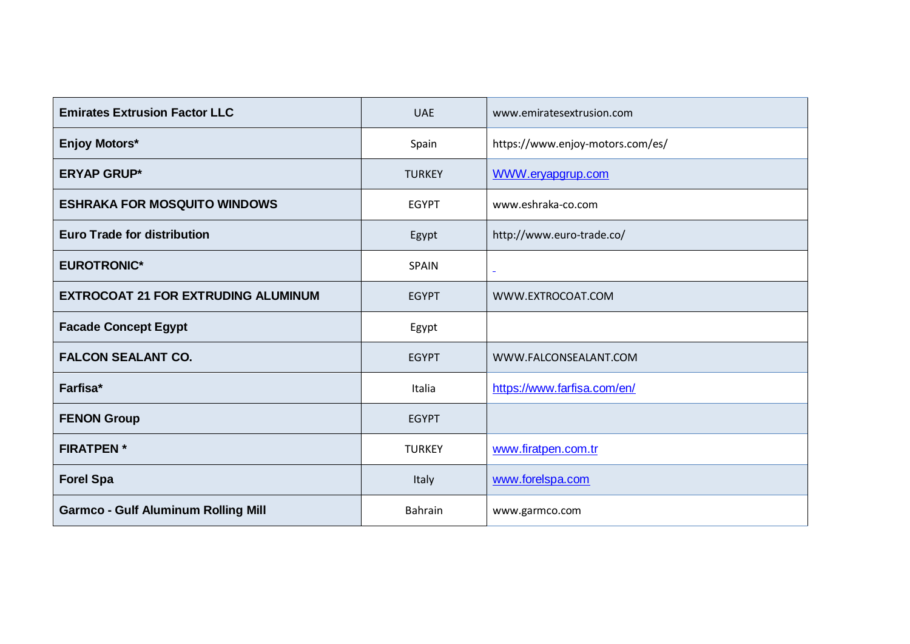| | | |
|---|---|---|
| **Emirates Extrusion Factor LLC** | UAE | www.emiratesextrusion.com |
| **Enjoy Motors*** | Spain | https://www.enjoy-motors.com/es/ |
| **ERYAP GRUP*** | TURKEY | WWW.eryapgrup.com |
| **ESHRAKA FOR MOSQUITO WINDOWS** | EGYPT | www.eshraka-co.com |
| **Euro Trade for distribution** | Egypt | http://www.euro-trade.co/ |
| **EUROTRONIC*** | SPAIN | _ |
| **EXTROCOAT 21 FOR EXTRUDING ALUMINUM** | EGYPT | WWW.EXTROCOAT.COM |
| **Facade Concept Egypt** | Egypt | |
| **FALCON SEALANT CO.** | EGYPT | WWW.FALCONSEALANT.COM |
| **Farfisa*** | Italia | https://www.farfisa.com/en/ |
| **FENON Group** | EGYPT | |
| **FIRATPEN *** | TURKEY | www.firatpen.com.tr |
| **Forel Spa** | Italy | www.forelspa.com |
| **Garmco - Gulf Aluminum Rolling Mill** | Bahrain | www.garmco.com |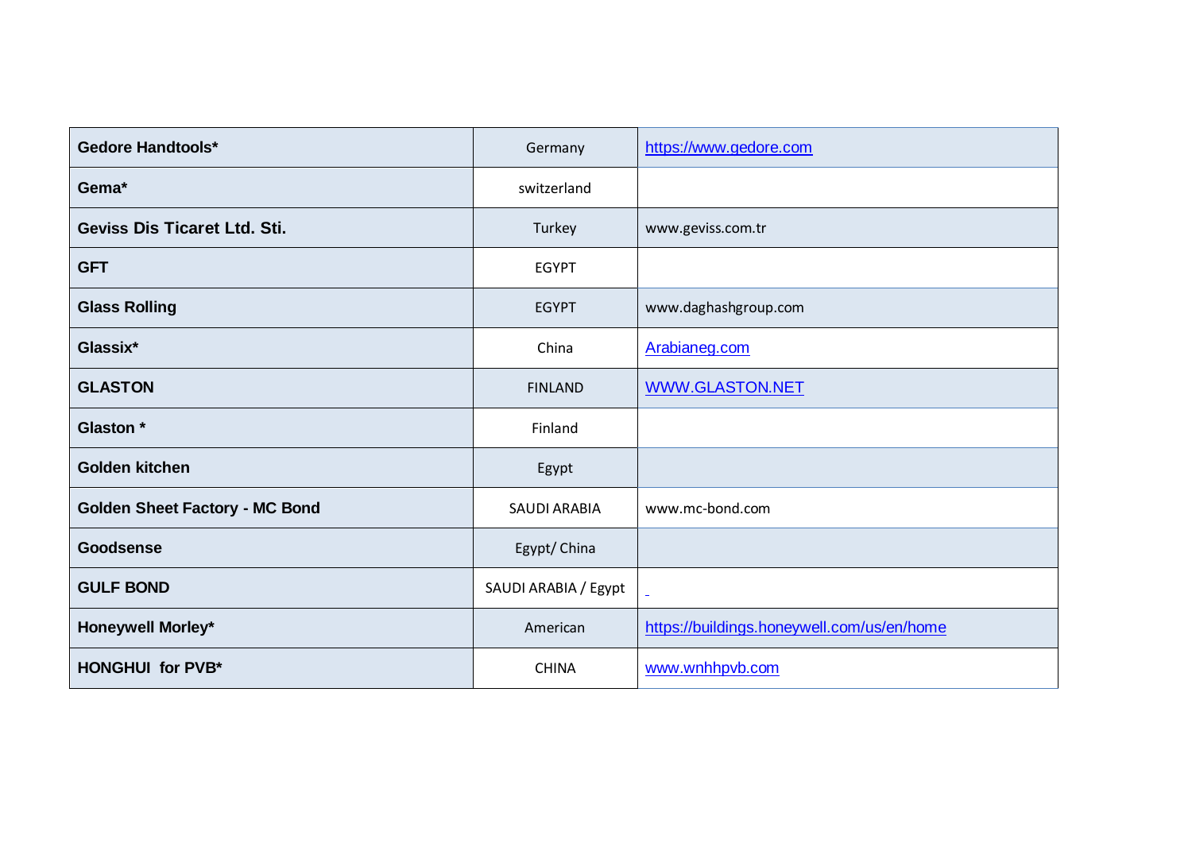| | | |
|---|---|---|
| **Gedore Handtools*** | Germany | https://www.gedore.com |
| **Gema*** | switzerland | |
| **Geviss Dis Ticaret Ltd. Sti.** | Turkey | www.geviss.com.tr |
| **GFT** | EGYPT | |
| **Glass Rolling** | EGYPT | www.daghashgroup.com |
| **Glassix*** | China | Arabianeg.com |
| **GLASTON** | FINLAND | WWW.GLASTON.NET |
| **Glaston *** | Finland | |
| **Golden kitchen** | Egypt | |
| **Golden Sheet Factory - MC Bond** | SAUDI ARABIA | www.mc-bond.com |
| **Goodsense** | Egypt/ China | |
| **GULF BOND** | SAUDI ARABIA / Egypt | |
| **Honeywell Morley*** | American | https://buildings.honeywell.com/us/en/home |
| **HONGHUI for PVB*** | CHINA | www.wnhhpvb.com |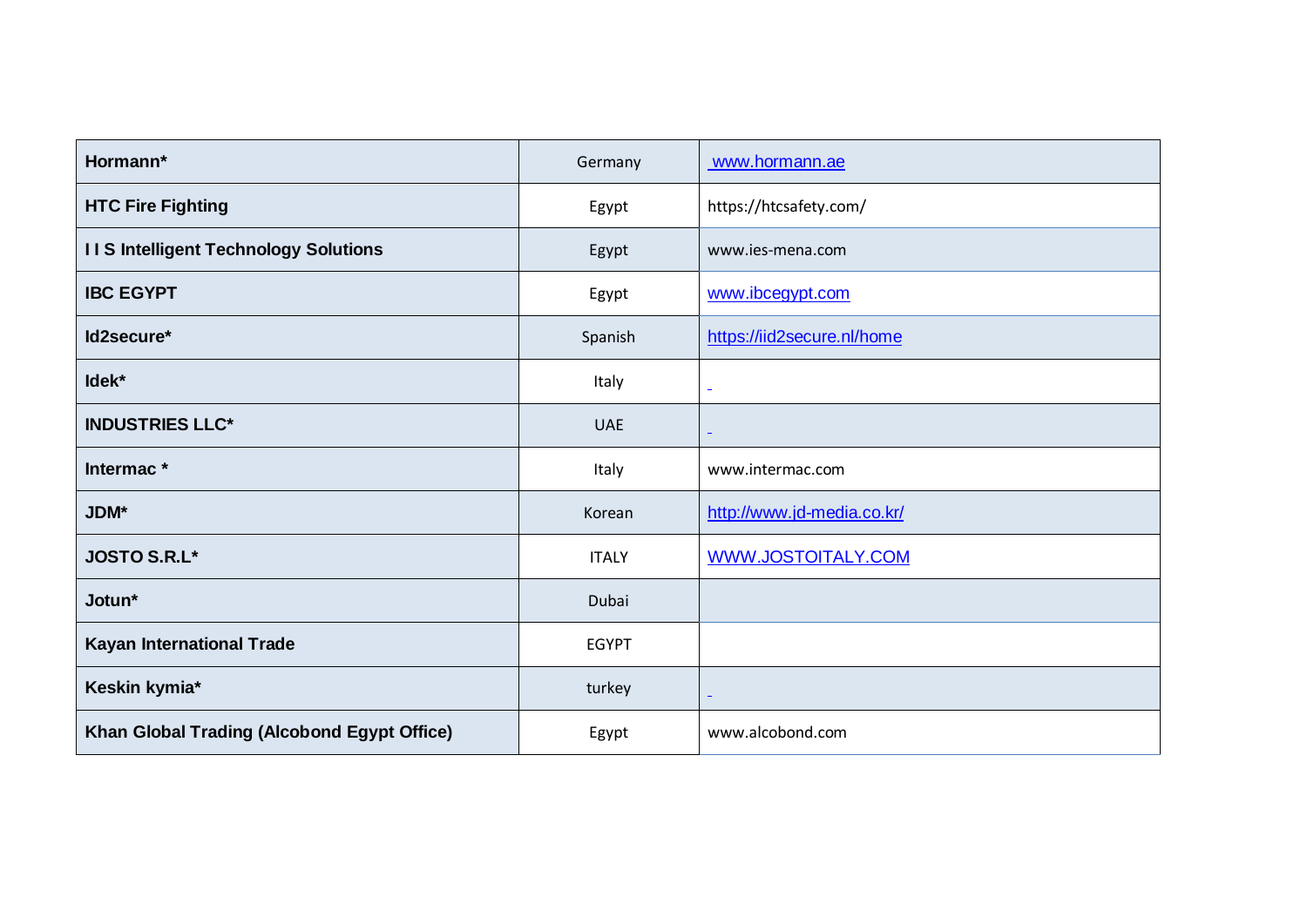| | | |
|---|---|---|
| **Hormann*** | Germany | www.hormann.ae |
| **HTC Fire Fighting** | Egypt | https://htcsafety.com/ |
| **I I S Intelligent Technology Solutions** | Egypt | www.ies-mena.com |
| **IBC EGYPT** | Egypt | www.ibcegypt.com |
| **Id2secure*** | Spanish | https://iid2secure.nl/home |
| **Idek*** | Italy | _ |
| **INDUSTRIES LLC*** | UAE | _ |
| **Intermac *** | Italy | www.intermac.com |
| **JDM*** | Korean | http://www.jd-media.co.kr/ |
| **JOSTO S.R.L*** | ITALY | WWW.JOSTOITALY.COM |
| **Jotun*** | Dubai | |
| **Kayan International Trade** | EGYPT | |
| **Keskin kymia*** | turkey | _ |
| **Khan Global Trading (Alcobond Egypt Office)** | Egypt | www.alcobond.com |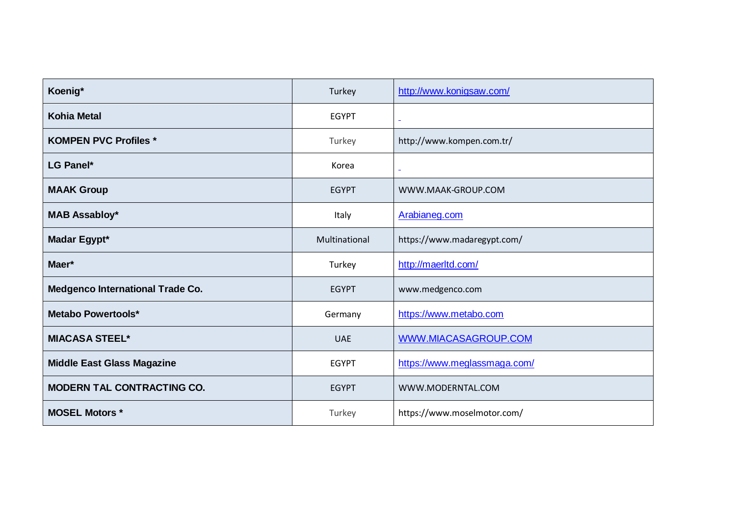| | | |
|---|---|---|
| **Koenig*** | Turkey | http://www.konigsaw.com/ |
| **Kohia Metal** | EGYPT | _ |
| **KOMPEN PVC Profiles *** | Turkey | http://www.kompen.com.tr/ |
| **LG Panel*** | Korea | _ |
| **MAAK Group** | EGYPT | WWW.MAAK-GROUP.COM |
| **MAB Assabloy*** | Italy | Arabianeg.com |
| **Madar Egypt*** | Multinational | https://www.madaregypt.com/ |
| **Maer*** | Turkey | http://maerltd.com/ |
| **Medgenco International Trade Co.** | EGYPT | www.medgenco.com |
| **Metabo Powertools*** | Germany | https://www.metabo.com |
| **MIACASA STEEL*** | UAE | WWW.MIACASAGROUP.COM |
| **Middle East Glass Magazine** | EGYPT | https://www.meglassmaga.com/ |
| **MODERN TAL CONTRACTING CO.** | EGYPT | WWW.MODERNTAL.COM |
| **MOSEL Motors *** | Turkey | https://www.moselmotor.com/ |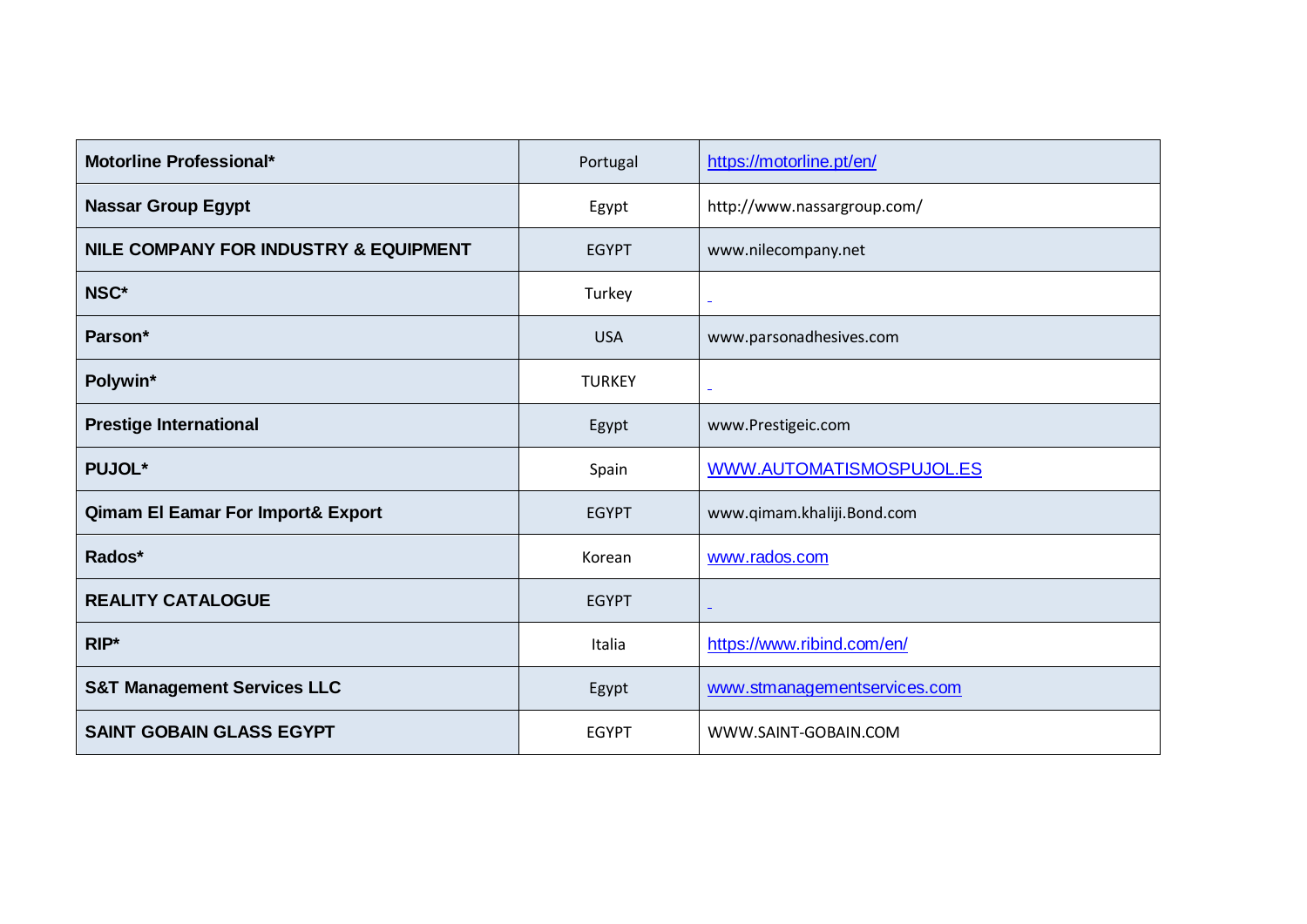| **Motorline Professional*** | Portugal | https://motorline.pt/en/ |
|---|---|---|
| **Nassar Group Egypt** | Egypt | http://www.nassargroup.com/ |
| **NILE COMPANY FOR INDUSTRY & EQUIPMENT** | EGYPT | www.nilecompany.net |
| **NSC*** | Turkey | |
| **Parson*** | USA | www.parsonadhesives.com |
| **Polywin*** | TURKEY | |
| **Prestige International** | Egypt | www.Prestigeic.com |
| **PUJOL*** | Spain | WWW.AUTOMATISMOSPUJOL.ES |
| **Qimam El Eamar For Import& Export** | EGYPT | www.qimam.khaliji.Bond.com |
| **Rados*** | Korean | www.rados.com |
| **REALITY CATALOGUE** | EGYPT | |
| **RIP*** | Italia | https://www.ribind.com/en/ |
| **S&T Management Services LLC** | Egypt | www.stmanagementservices.com |
| **SAINT GOBAIN GLASS EGYPT** | EGYPT | WWW.SAINT-GOBAIN.COM |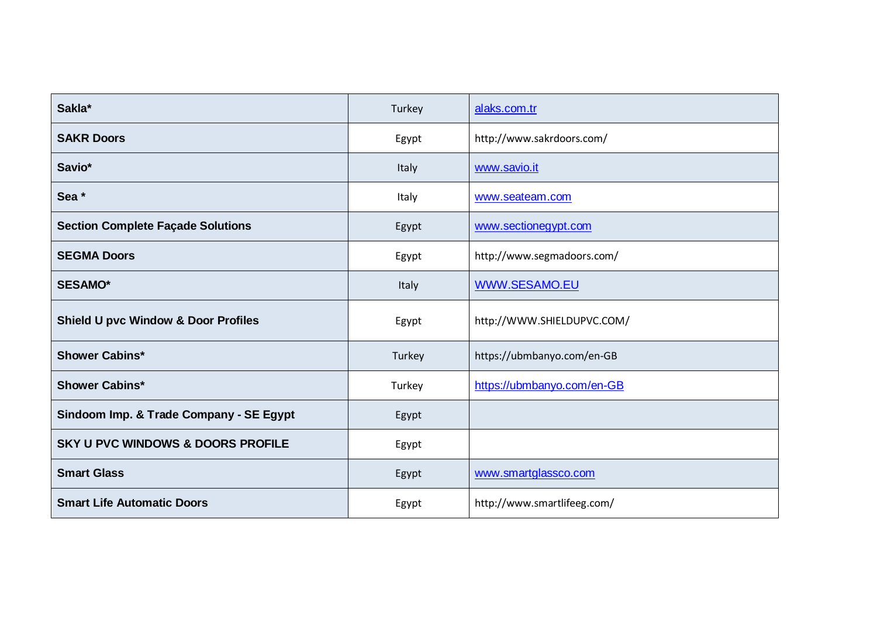| | | |
|---|---|---|
| **Sakla*** | Turkey | alaks.com.tr |
| **SAKR Doors** | Egypt | http://www.sakrdoors.com/ |
| **Savio*** | Italy | www.savio.it |
| **Sea *** | Italy | www.seateam.com |
| **Section Complete Façade Solutions** | Egypt | www.sectionegypt.com |
| **SEGMA Doors** | Egypt | http://www.segmadoors.com/ |
| **SESAMO*** | Italy | WWW.SESAMO.EU |
| **Shield U pvc Window & Door Profiles** | Egypt | http://WWW.SHIELDUPVC.COM/ |
| **Shower Cabins*** | Turkey | https://ubmbanyo.com/en-GB |
| **Shower Cabins*** | Turkey | https://ubmbanyo.com/en-GB |
| **Sindoom Imp. & Trade Company - SE Egypt** | Egypt | |
| **SKY U PVC WINDOWS & DOORS PROFILE** | Egypt | |
| **Smart Glass** | Egypt | www.smartglassco.com |
| **Smart Life Automatic Doors** | Egypt | http://www.smartlifeeg.com/ |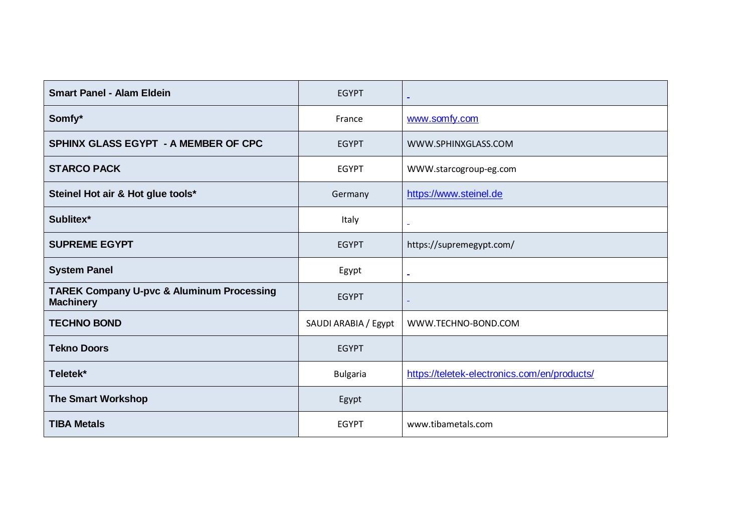| | | |
|---|---|---|
| **Smart Panel - Alam Eldein** | EGYPT | _ |
| **Somfy*** | France | www.somfy.com |
| **SPHINX GLASS EGYPT - A MEMBER OF CPC** | EGYPT | WWW.SPHINXGLASS.COM |
| **STARCO PACK** | EGYPT | WWW.starcogroup-eg.com |
| **Steinel Hot air & Hot glue tools*** | Germany | https://www.steinel.de |
| **Sublitex*** | Italy | _ |
| **SUPREME EGYPT** | EGYPT | https://supremegypt.com/ |
| **System Panel** | Egypt | _ |
| **TAREK Company U-pvc & Aluminum Processing Machinery** | EGYPT | _ |
| **TECHNO BOND** | SAUDI ARABIA / Egypt | WWW.TECHNO-BOND.COM |
| **Tekno Doors** | EGYPT | |
| **Teletek*** | Bulgaria | https://teletek-electronics.com/en/products/ |
| **The Smart Workshop** | Egypt | |
| **TIBA Metals** | EGYPT | www.tibametals.com |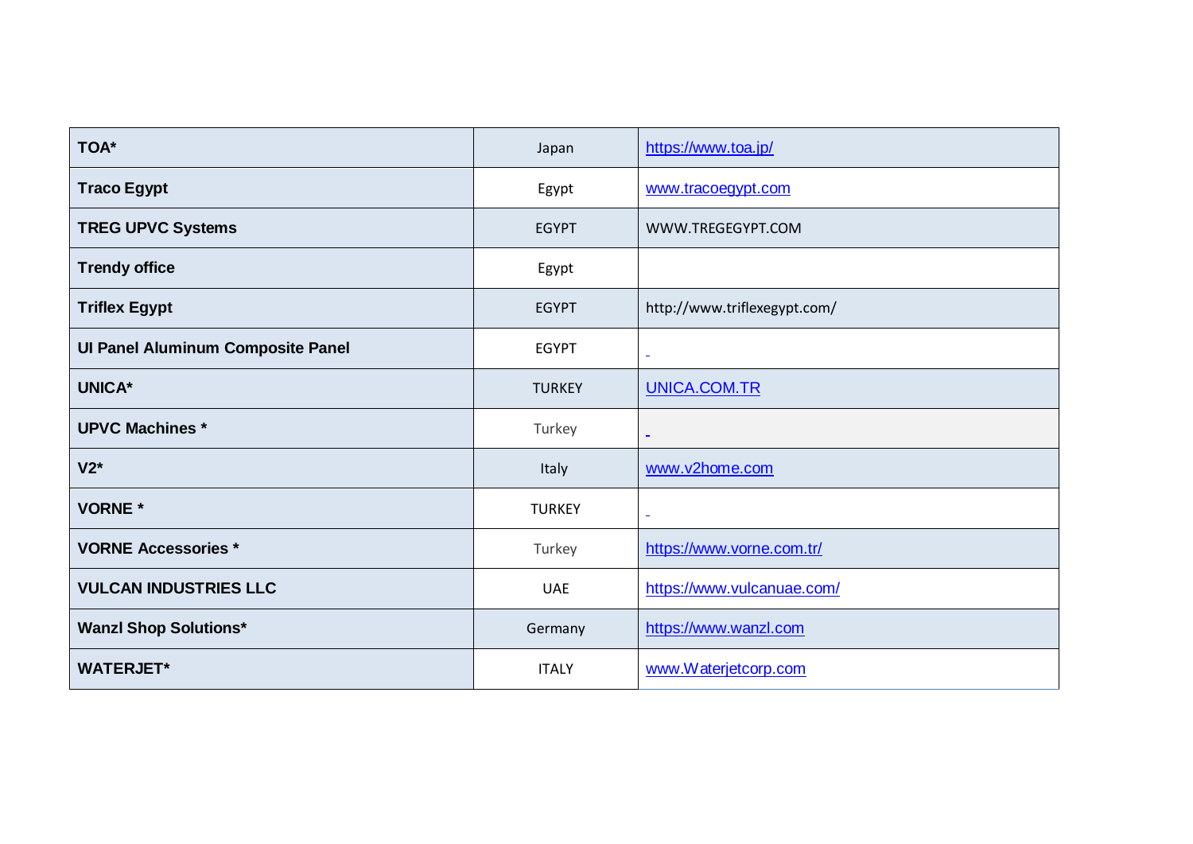| | | |
|---|---|---|
| **TOA*** | Japan | https://www.toa.jp/ |
| **Traco Egypt** | Egypt | www.tracoegypt.com |
| **TREG UPVC Systems** | EGYPT | WWW.TREGEGYPT.COM |
| **Trendy office** | Egypt | |
| **Triflex Egypt** | EGYPT | http://www.triflexegypt.com/ |
| **UI Panel Aluminum Composite Panel** | EGYPT | |
| **UNICA*** | TURKEY | UNICA.COM.TR |
| **UPVC Machines *** | Turkey | |
| **V2*** | Italy | www.v2home.com |
| **VORNE *** | TURKEY | |
| **VORNE Accessories *** | Turkey | https://www.vorne.com.tr/ |
| **VULCAN INDUSTRIES LLC** | UAE | https://www.vulcanuae.com/ |
| **Wanzl Shop Solutions*** | Germany | https://www.wanzl.com |
| **WATERJET*** | ITALY | www.Waterjetcorp.com |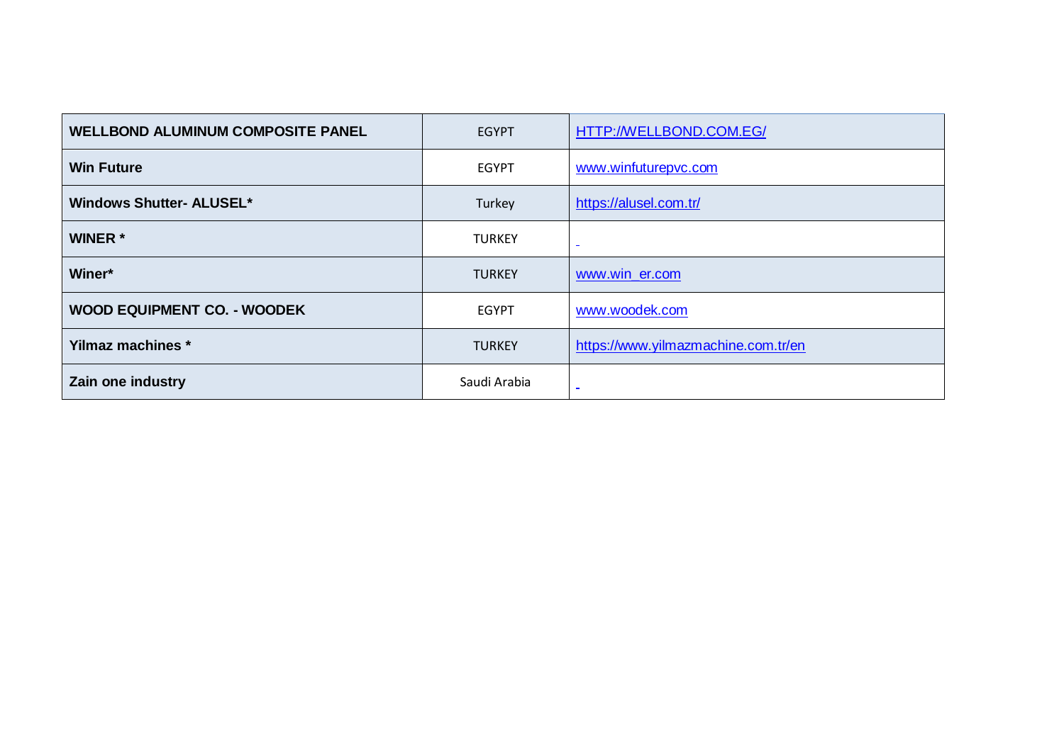| | | |
|---|---|---|
| **WELLBOND ALUMINUM COMPOSITE PANEL** | EGYPT | HTTP://WELLBOND.COM.EG/ |
| **Win Future** | EGYPT | www.winfuturepvc.com |
| **Windows Shutter- ALUSEL*** | Turkey | https://alusel.com.tr/ |
| **WINER *** | TURKEY | _ |
| **Winer*** | TURKEY | www.win_er.com |
| **WOOD EQUIPMENT CO. - WOODEK** | EGYPT | www.woodek.com |
| **Yilmaz machines *** | TURKEY | https://www.yilmazmachine.com.tr/en |
| **Zain one industry** | Saudi Arabia | _ |